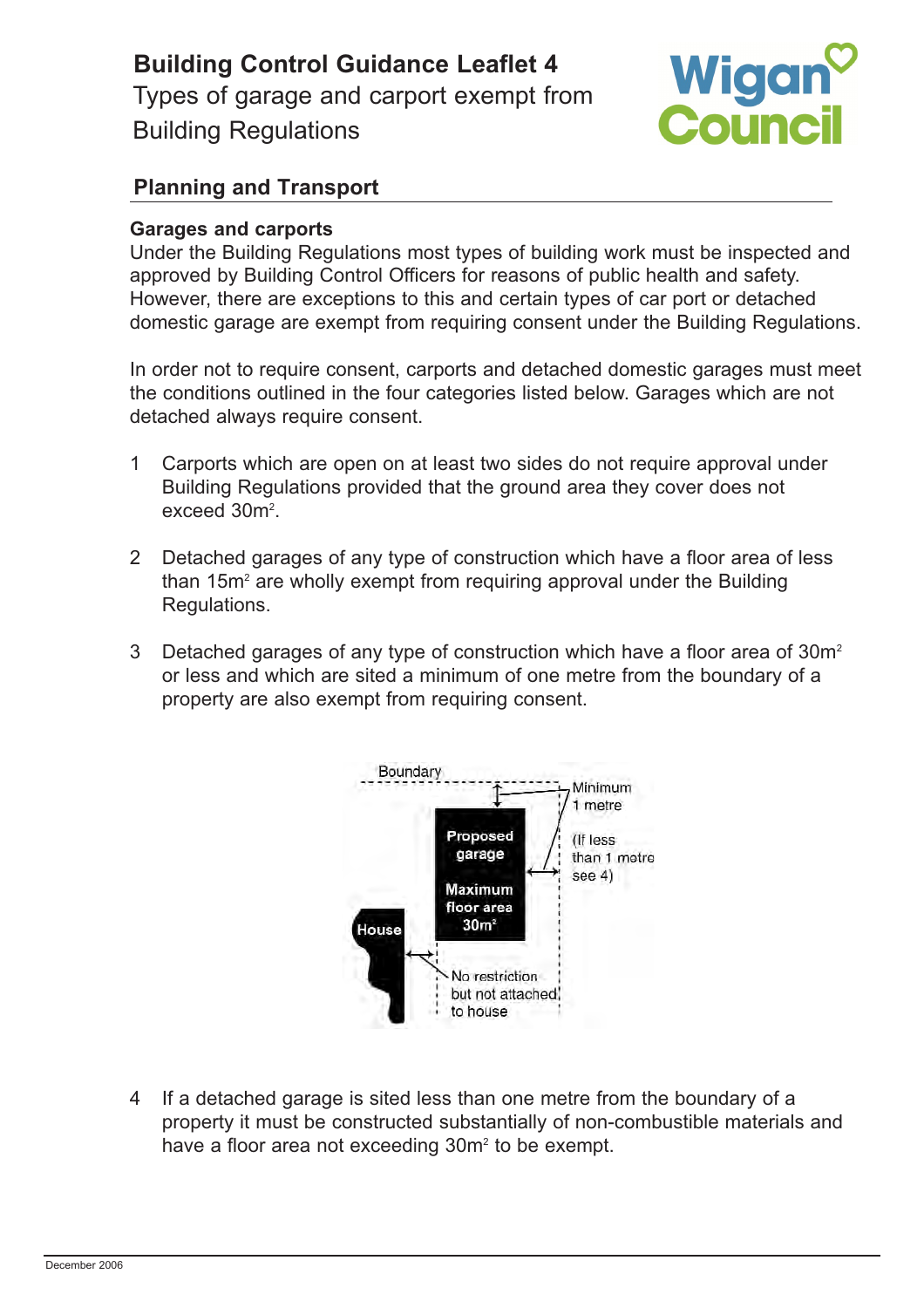# Building Control Guidance Leaflet 4

Types of garage and carport exempt from Building Regulations

## Planning and Transport

### Garages and carports

Under the Building Regulations most types of building work must be inspected and approved by Building Control Officers for reasons of public health and safety. However, there are exceptions to this and certain types of car port or detached domestic garage are exempt from requiring consent under the Building Regulations.

In order not to require consent, carports and detached domestic garages must meet the conditions outlined in the four categories listed below. Garages which are not detached always require consent.

1. Carports which are open on at least two sides do not require approval under Building Regulations provided that the ground area they cover does not exceed $30m^2$.

2. Detached garages of any type of construction which have a floor area of less than $15m^2$ are wholly exempt from requiring approval under the Building Regulations.

3. Detached garages of any type of construction which have a floor area of $30m^2$ or less and which are sited a minimum of one metre from the boundary of a property are also exempt from requiring consent.

Boundary — Minimum 1 metre (If less than 1 metre see 4) — Proposed garage, Maximum floor area $30m^2$ — House — No restriction but not attached to house

4. If a detached garage is sited less than one metre from the boundary of a property it must be constructed substantially of non-combustible materials and have a floor area not exceeding $30m^2$ to be exempt.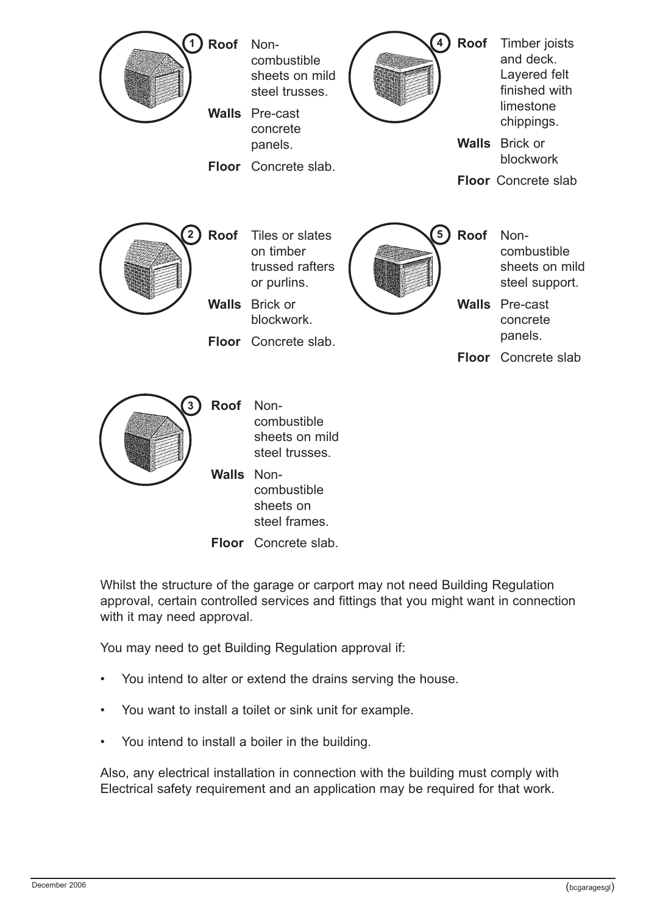**1**

**Roof** Non-combustible sheets on mild steel trusses.

**Walls** Pre-cast concrete panels.

**Floor** Concrete slab.

**2**

**Roof** Tiles or slates on timber trussed rafters or purlins.

**Walls** Brick or blockwork.

**Floor** Concrete slab.

**3**

**Roof** Non-combustible sheets on mild steel trusses.

**Walls** Non-combustible sheets on steel frames.

**Floor** Concrete slab.

**4**

**Roof** Timber joists and deck. Layered felt finished with limestone chippings.

**Walls** Brick or blockwork

**Floor** Concrete slab

**5**

**Roof** Non-combustible sheets on mild steel support.

**Walls** Pre-cast concrete panels.

**Floor** Concrete slab

Whilst the structure of the garage or carport may not need Building Regulation approval, certain controlled services and fittings that you might want in connection with it may need approval.

You may need to get Building Regulation approval if:

- You intend to alter or extend the drains serving the house.
- You want to install a toilet or sink unit for example.
- You intend to install a boiler in the building.

Also, any electrical installation in connection with the building must comply with Electrical safety requirement and an application may be required for that work.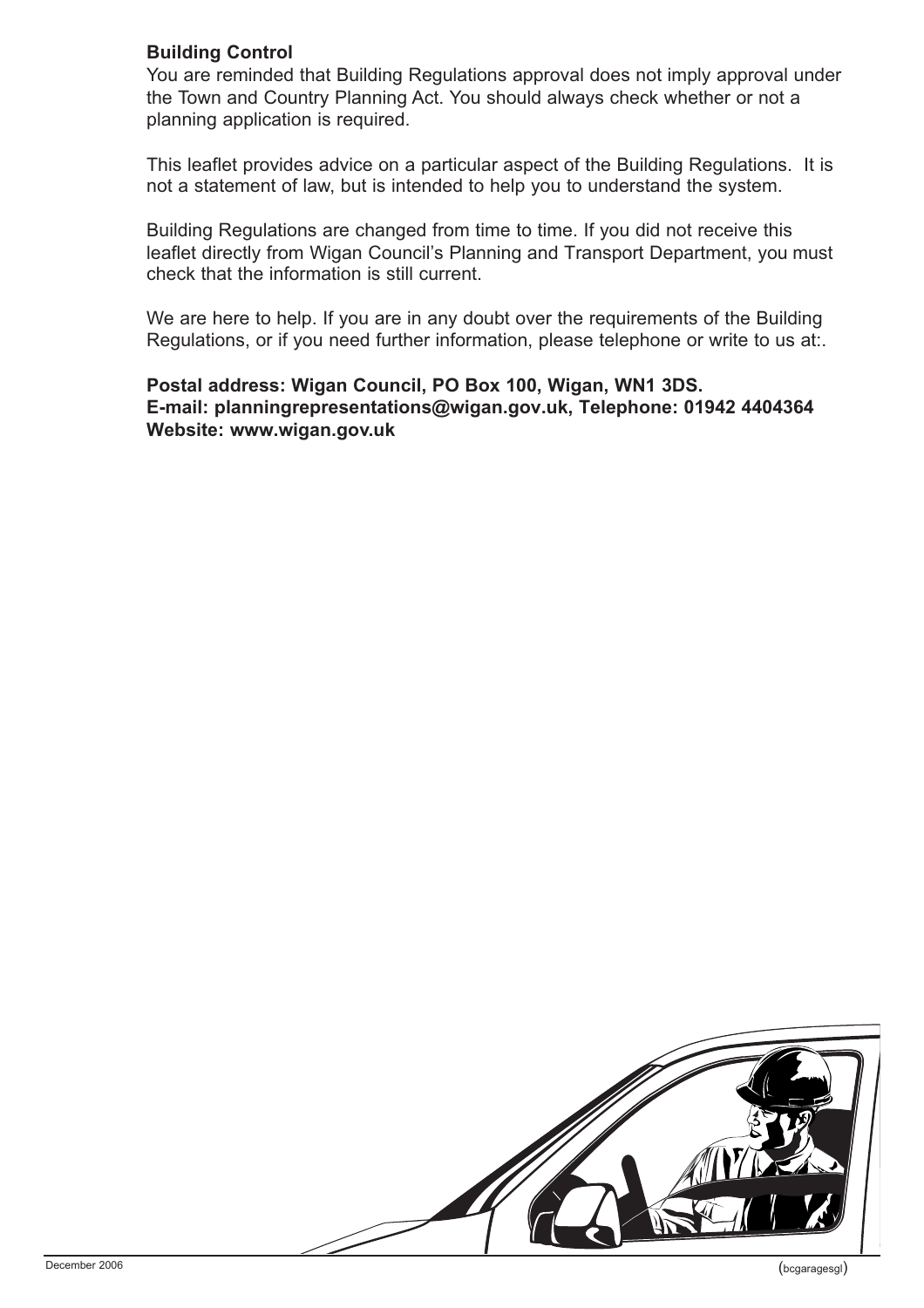**Building Control**

You are reminded that Building Regulations approval does not imply approval under the Town and Country Planning Act. You should always check whether or not a planning application is required.

This leaflet provides advice on a particular aspect of the Building Regulations. It is not a statement of law, but is intended to help you to understand the system.

Building Regulations are changed from time to time. If you did not receive this leaflet directly from Wigan Council's Planning and Transport Department, you must check that the information is still current.

We are here to help. If you are in any doubt over the requirements of the Building Regulations, or if you need further information, please telephone or write to us at:.

**Postal address: Wigan Council, PO Box 100, Wigan, WN1 3DS.**
**E-mail: planningrepresentations@wigan.gov.uk, Telephone: 01942 4404364**
**Website: www.wigan.gov.uk**

December 2006

(bcgaragesgl)